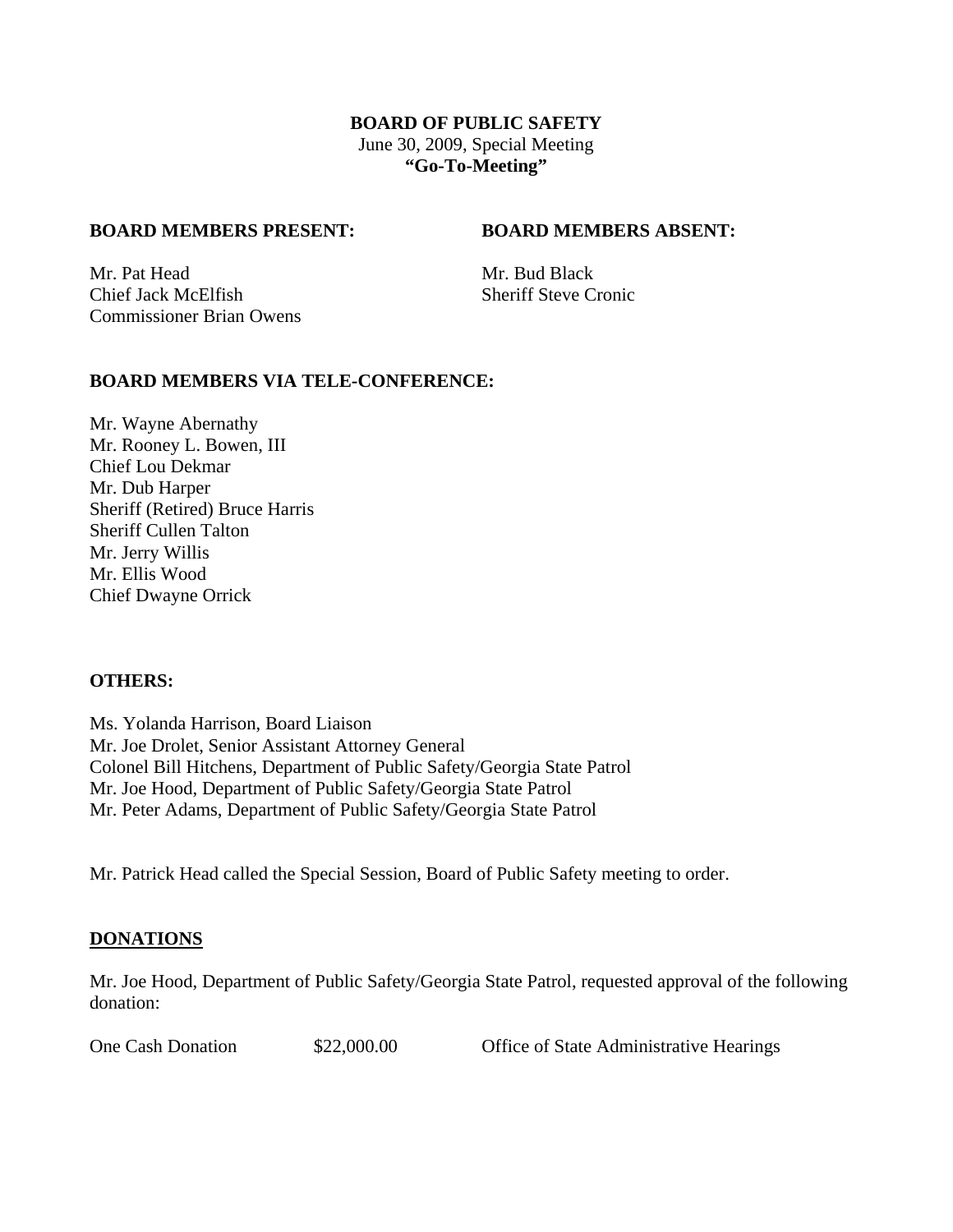**BOARD OF PUBLIC SAFETY**

June 30, 2009, Special Meeting

**"Go-To-Meeting"**

**BOARD MEMBERS PRESENT:**

Mr. Pat Head
Chief Jack McElfish
Commissioner Brian Owens

**BOARD MEMBERS ABSENT:**

Mr. Bud Black
Sheriff Steve Cronic

**BOARD MEMBERS VIA TELE-CONFERENCE:**

Mr. Wayne Abernathy
Mr. Rooney L. Bowen, III
Chief Lou Dekmar
Mr. Dub Harper
Sheriff (Retired) Bruce Harris
Sheriff Cullen Talton
Mr. Jerry Willis
Mr. Ellis Wood
Chief Dwayne Orrick

**OTHERS:**

Ms. Yolanda Harrison, Board Liaison
Mr. Joe Drolet, Senior Assistant Attorney General
Colonel Bill Hitchens, Department of Public Safety/Georgia State Patrol
Mr. Joe Hood, Department of Public Safety/Georgia State Patrol
Mr. Peter Adams, Department of Public Safety/Georgia State Patrol

Mr. Patrick Head called the Special Session, Board of Public Safety meeting to order.

**DONATIONS**

Mr. Joe Hood, Department of Public Safety/Georgia State Patrol, requested approval of the following donation:

| One Cash Donation | \$22,000.00 | Office of State Administrative Hearings |
|---|---|---|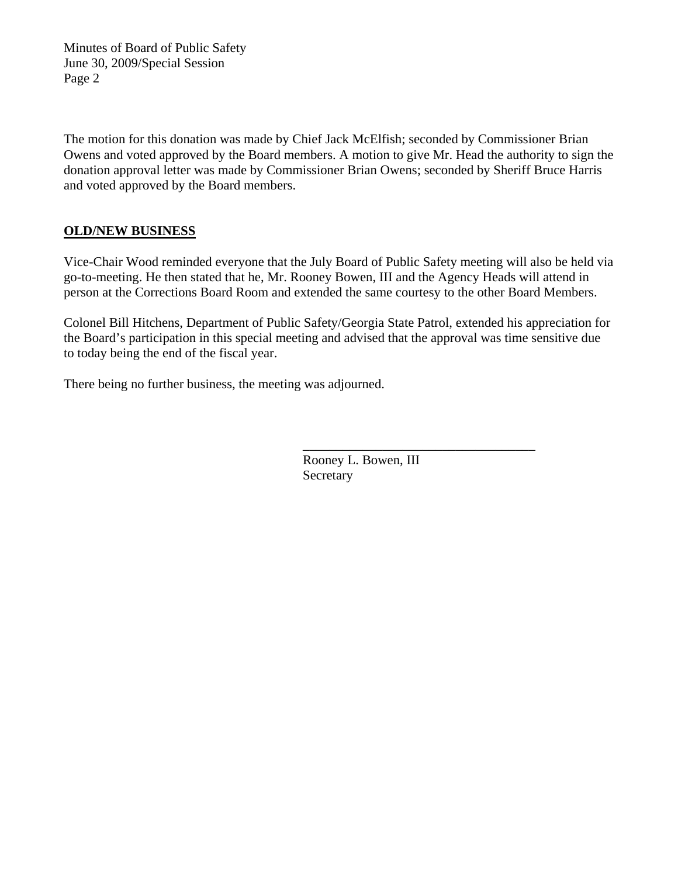The motion for this donation was made by Chief Jack McElfish; seconded by Commissioner Brian Owens and voted approved by the Board members. A motion to give Mr. Head the authority to sign the donation approval letter was made by Commissioner Brian Owens; seconded by Sheriff Bruce Harris and voted approved by the Board members.

**OLD/NEW BUSINESS**

Vice-Chair Wood reminded everyone that the July Board of Public Safety meeting will also be held via go-to-meeting. He then stated that he, Mr. Rooney Bowen, III and the Agency Heads will attend in person at the Corrections Board Room and extended the same courtesy to the other Board Members.

Colonel Bill Hitchens, Department of Public Safety/Georgia State Patrol, extended his appreciation for the Board's participation in this special meeting and advised that the approval was time sensitive due to today being the end of the fiscal year.

There being no further business, the meeting was adjourned.

Rooney L. Bowen, III
Secretary